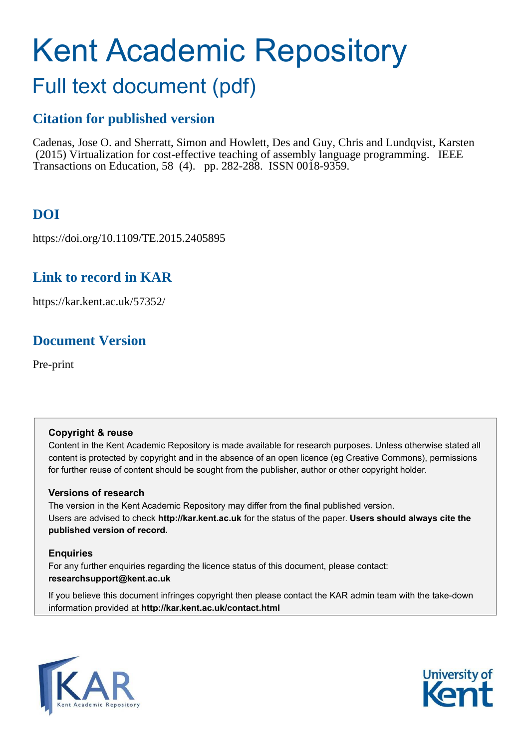# Kent Academic Repository

## Full text document (pdf)

### Citation for published version

Cadenas, Jose O. and Sherratt, Simon and Howlett, Des and Guy, Chris and Lundqvist, Karsten (2015) Virtualization for cost-effective teaching of assembly language programming. IEEE Transactions on Education, 58 (4). pp. 282-288. ISSN 0018-9359.

### DOI

https://doi.org/10.1109/TE.2015.2405895

### Link to record in KAR

https://kar.kent.ac.uk/57352/

### Document Version

Pre-print

**Copyright & reuse**

Content in the Kent Academic Repository is made available for research purposes. Unless otherwise stated all content is protected by copyright and in the absence of an open licence (eg Creative Commons), permissions for further reuse of content should be sought from the publisher, author or other copyright holder.

**Versions of research**

The version in the Kent Academic Repository may differ from the final published version. Users are advised to check **http://kar.kent.ac.uk** for the status of the paper. **Users should always cite the published version of record.**

**Enquiries**

For any further enquiries regarding the licence status of this document, please contact: **researchsupport@kent.ac.uk**

If you believe this document infringes copyright then please contact the KAR admin team with the take-down information provided at **http://kar.kent.ac.uk/contact.html**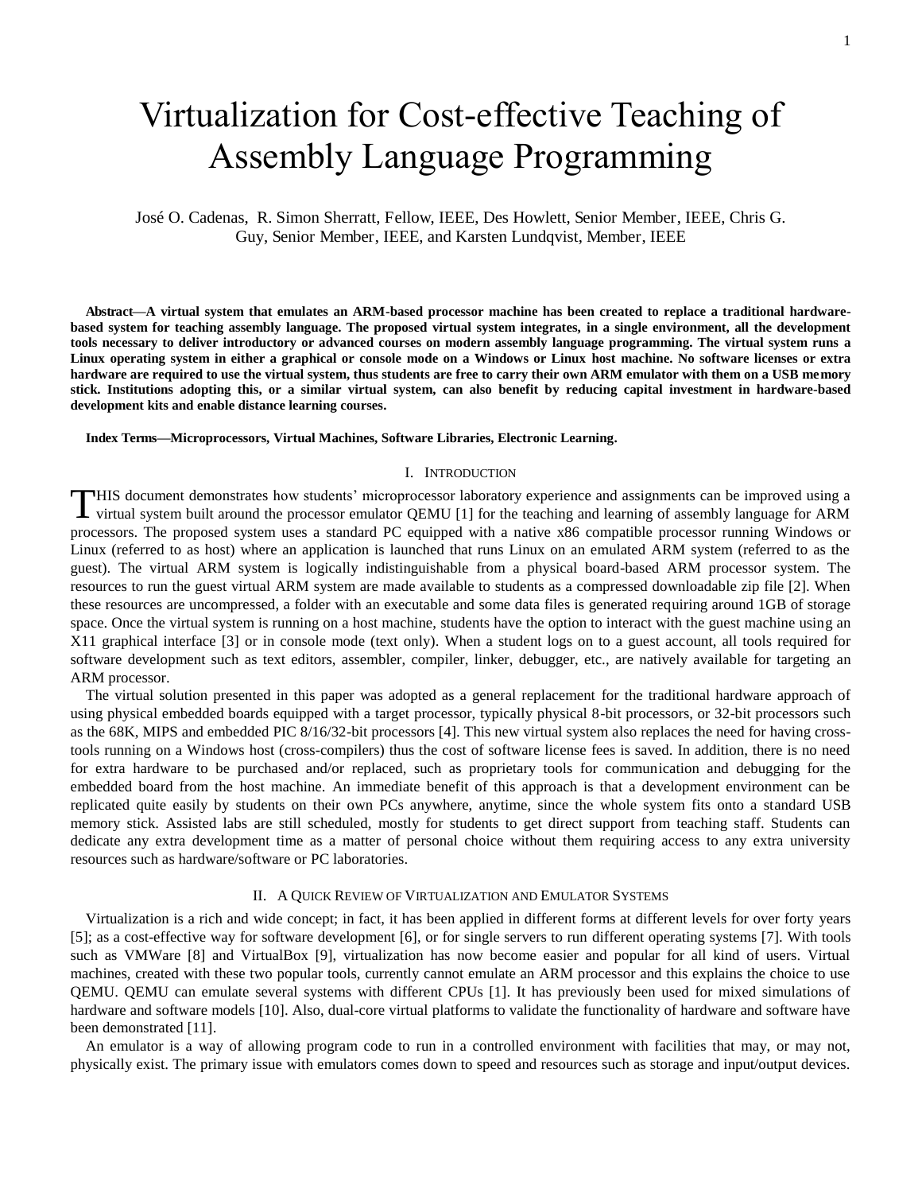# Virtualization for Cost-effective Teaching of Assembly Language Programming

José O. Cadenas, R. Simon Sherratt, Fellow, IEEE, Des Howlett, Senior Member, IEEE, Chris G. Guy, Senior Member, IEEE, and Karsten Lundqvist, Member, IEEE

**Abstract—A virtual system that emulates an ARM-based processor machine has been created to replace a traditional hardware-based system for teaching assembly language. The proposed virtual system integrates, in a single environment, all the development tools necessary to deliver introductory or advanced courses on modern assembly language programming. The virtual system runs a Linux operating system in either a graphical or console mode on a Windows or Linux host machine. No software licenses or extra hardware are required to use the virtual system, thus students are free to carry their own ARM emulator with them on a USB memory stick. Institutions adopting this, or a similar virtual system, can also benefit by reducing capital investment in hardware-based development kits and enable distance learning courses.**

**Index Terms—Microprocessors, Virtual Machines, Software Libraries, Electronic Learning.**

## I. Introduction

This document demonstrates how students' microprocessor laboratory experience and assignments can be improved using a virtual system built around the processor emulator QEMU [1] for the teaching and learning of assembly language for ARM processors. The proposed system uses a standard PC equipped with a native x86 compatible processor running Windows or Linux (referred to as host) where an application is launched that runs Linux on an emulated ARM system (referred to as the guest). The virtual ARM system is logically indistinguishable from a physical board-based ARM processor system. The resources to run the guest virtual ARM system are made available to students as a compressed downloadable zip file [2]. When these resources are uncompressed, a folder with an executable and some data files is generated requiring around 1GB of storage space. Once the virtual system is running on a host machine, students have the option to interact with the guest machine using an X11 graphical interface [3] or in console mode (text only). When a student logs on to a guest account, all tools required for software development such as text editors, assembler, compiler, linker, debugger, etc., are natively available for targeting an ARM processor.

The virtual solution presented in this paper was adopted as a general replacement for the traditional hardware approach of using physical embedded boards equipped with a target processor, typically physical 8-bit processors, or 32-bit processors such as the 68K, MIPS and embedded PIC 8/16/32-bit processors [4]. This new virtual system also replaces the need for having cross-tools running on a Windows host (cross-compilers) thus the cost of software license fees is saved. In addition, there is no need for extra hardware to be purchased and/or replaced, such as proprietary tools for communication and debugging for the embedded board from the host machine. An immediate benefit of this approach is that a development environment can be replicated quite easily by students on their own PCs anywhere, anytime, since the whole system fits onto a standard USB memory stick. Assisted labs are still scheduled, mostly for students to get direct support from teaching staff. Students can dedicate any extra development time as a matter of personal choice without them requiring access to any extra university resources such as hardware/software or PC laboratories.

## II. A Quick Review of Virtualization and Emulator Systems

Virtualization is a rich and wide concept; in fact, it has been applied in different forms at different levels for over forty years [5]; as a cost-effective way for software development [6], or for single servers to run different operating systems [7]. With tools such as VMWare [8] and VirtualBox [9], virtualization has now become easier and popular for all kind of users. Virtual machines, created with these two popular tools, currently cannot emulate an ARM processor and this explains the choice to use QEMU. QEMU can emulate several systems with different CPUs [1]. It has previously been used for mixed simulations of hardware and software models [10]. Also, dual-core virtual platforms to validate the functionality of hardware and software have been demonstrated [11].

An emulator is a way of allowing program code to run in a controlled environment with facilities that may, or may not, physically exist. The primary issue with emulators comes down to speed and resources such as storage and input/output devices.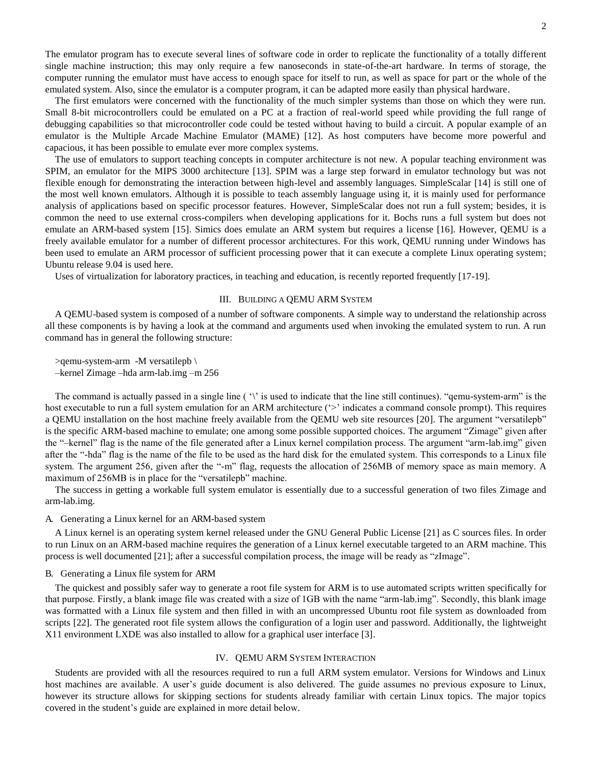The emulator program has to execute several lines of software code in order to replicate the functionality of a totally different single machine instruction; this may only require a few nanoseconds in state-of-the-art hardware. In terms of storage, the computer running the emulator must have access to enough space for itself to run, as well as space for part or the whole of the emulated system. Also, since the emulator is a computer program, it can be adapted more easily than physical hardware.

The first emulators were concerned with the functionality of the much simpler systems than those on which they were run. Small 8-bit microcontrollers could be emulated on a PC at a fraction of real-world speed while providing the full range of debugging capabilities so that microcontroller code could be tested without having to build a circuit. A popular example of an emulator is the Multiple Arcade Machine Emulator (MAME) [12]. As host computers have become more powerful and capacious, it has been possible to emulate ever more complex systems.

The use of emulators to support teaching concepts in computer architecture is not new. A popular teaching environment was SPIM, an emulator for the MIPS 3000 architecture [13]. SPIM was a large step forward in emulator technology but was not flexible enough for demonstrating the interaction between high-level and assembly languages. SimpleScalar [14] is still one of the most well known emulators. Although it is possible to teach assembly language using it, it is mainly used for performance analysis of applications based on specific processor features. However, SimpleScalar does not run a full system; besides, it is common the need to use external cross-compilers when developing applications for it. Bochs runs a full system but does not emulate an ARM-based system [15]. Simics does emulate an ARM system but requires a license [16]. However, QEMU is a freely available emulator for a number of different processor architectures. For this work, QEMU running under Windows has been used to emulate an ARM processor of sufficient processing power that it can execute a complete Linux operating system; Ubuntu release 9.04 is used here.

Uses of virtualization for laboratory practices, in teaching and education, is recently reported frequently [17-19].

## III. Building a QEMU ARM System

A QEMU-based system is composed of a number of software components. A simple way to understand the relationship across all these components is by having a look at the command and arguments used when invoking the emulated system to run. A run command has in general the following structure:

```
>qemu-system-arm  -M versatilepb \
–kernel Zimage –hda arm-lab.img –m 256
```

The command is actually passed in a single line ( '\' is used to indicate that the line still continues). "qemu-system-arm" is the host executable to run a full system emulation for an ARM architecture ('>' indicates a command console prompt). This requires a QEMU installation on the host machine freely available from the QEMU web site resources [20]. The argument "versatilepb" is the specific ARM-based machine to emulate; one among some possible supported choices. The argument "Zimage" given after the "–kernel" flag is the name of the file generated after a Linux kernel compilation process. The argument "arm-lab.img" given after the "-hda" flag is the name of the file to be used as the hard disk for the emulated system. This corresponds to a Linux file system. The argument 256, given after the "-m" flag, requests the allocation of 256MB of memory space as main memory. A maximum of 256MB is in place for the "versatilepb" machine.

The success in getting a workable full system emulator is essentially due to a successful generation of two files Zimage and arm-lab.img.

### A. Generating a Linux kernel for an ARM-based system

A Linux kernel is an operating system kernel released under the GNU General Public License [21] as C sources files. In order to run Linux on an ARM-based machine requires the generation of a Linux kernel executable targeted to an ARM machine. This process is well documented [21]; after a successful compilation process, the image will be ready as "zImage".

### B. Generating a Linux file system for ARM

The quickest and possibly safer way to generate a root file system for ARM is to use automated scripts written specifically for that purpose. Firstly, a blank image file was created with a size of 1GB with the name "arm-lab.img". Secondly, this blank image was formatted with a Linux file system and then filled in with an uncompressed Ubuntu root file system as downloaded from scripts [22]. The generated root file system allows the configuration of a login user and password. Additionally, the lightweight X11 environment LXDE was also installed to allow for a graphical user interface [3].

## IV. QEMU ARM System Interaction

Students are provided with all the resources required to run a full ARM system emulator. Versions for Windows and Linux host machines are available. A user's guide document is also delivered. The guide assumes no previous exposure to Linux, however its structure allows for skipping sections for students already familiar with certain Linux topics. The major topics covered in the student's guide are explained in more detail below.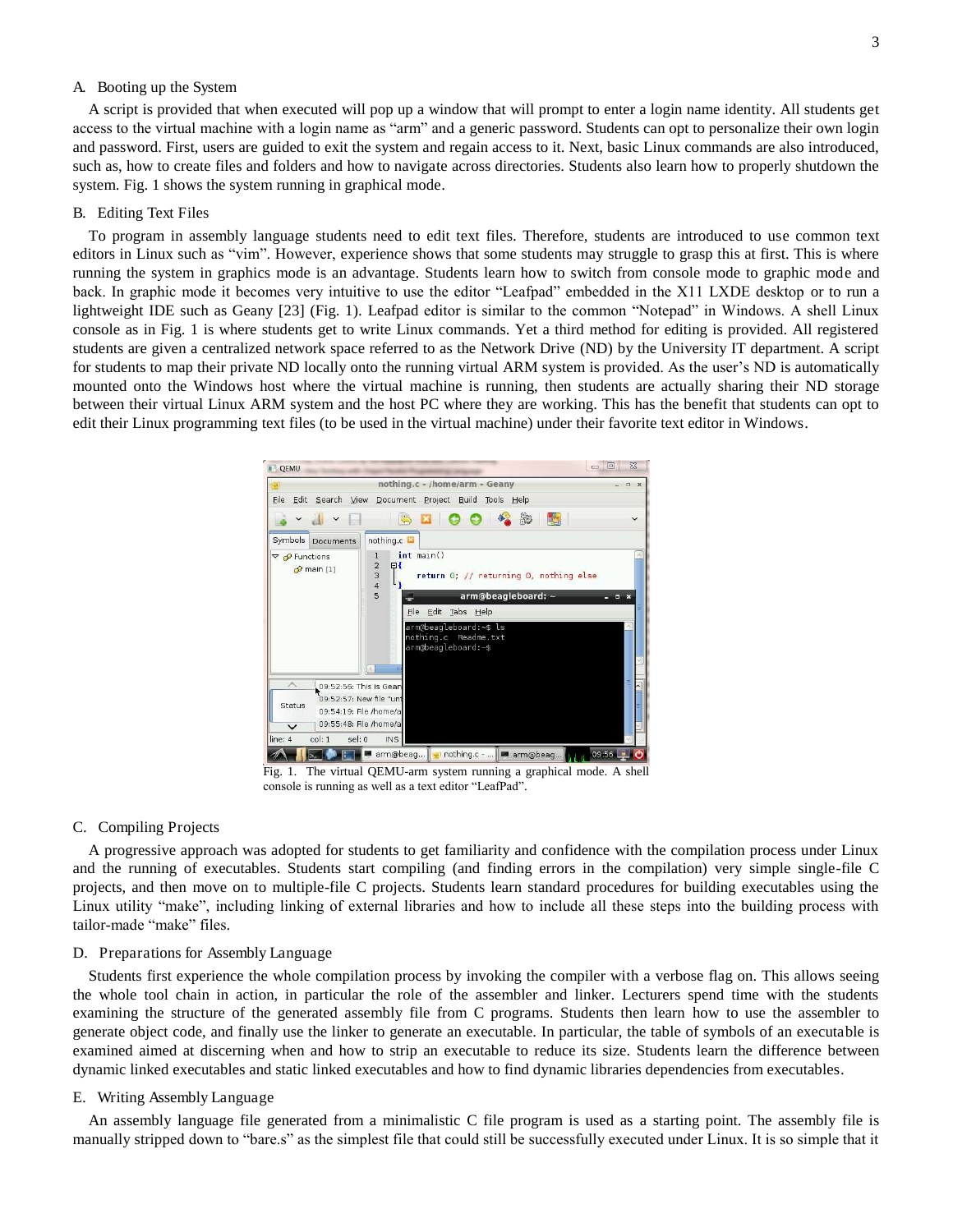## A. Booting up the System

A script is provided that when executed will pop up a window that will prompt to enter a login name identity. All students get access to the virtual machine with a login name as "arm" and a generic password. Students can opt to personalize their own login and password. First, users are guided to exit the system and regain access to it. Next, basic Linux commands are also introduced, such as, how to create files and folders and how to navigate across directories. Students also learn how to properly shutdown the system. Fig. 1 shows the system running in graphical mode.

## B. Editing Text Files

To program in assembly language students need to edit text files. Therefore, students are introduced to use common text editors in Linux such as "vim". However, experience shows that some students may struggle to grasp this at first. This is where running the system in graphics mode is an advantage. Students learn how to switch from console mode to graphic mode and back. In graphic mode it becomes very intuitive to use the editor "Leafpad" embedded in the X11 LXDE desktop or to run a lightweight IDE such as Geany [23] (Fig. 1). Leafpad editor is similar to the common "Notepad" in Windows. A shell Linux console as in Fig. 1 is where students get to write Linux commands. Yet a third method for editing is provided. All registered students are given a centralized network space referred to as the Network Drive (ND) by the University IT department. A script for students to map their private ND locally onto the running virtual ARM system is provided. As the user's ND is automatically mounted onto the Windows host where the virtual machine is running, then students are actually sharing their ND storage between their virtual Linux ARM system and the host PC where they are working. This has the benefit that students can opt to edit their Linux programming text files (to be used in the virtual machine) under their favorite text editor in Windows.

Fig. 1. The virtual QEMU-arm system running a graphical mode. A shell console is running as well as a text editor "LeafPad".

## C. Compiling Projects

A progressive approach was adopted for students to get familiarity and confidence with the compilation process under Linux and the running of executables. Students start compiling (and finding errors in the compilation) very simple single-file C projects, and then move on to multiple-file C projects. Students learn standard procedures for building executables using the Linux utility "make", including linking of external libraries and how to include all these steps into the building process with tailor-made "make" files.

## D. Preparations for Assembly Language

Students first experience the whole compilation process by invoking the compiler with a verbose flag on. This allows seeing the whole tool chain in action, in particular the role of the assembler and linker. Lecturers spend time with the students examining the structure of the generated assembly file from C programs. Students then learn how to use the assembler to generate object code, and finally use the linker to generate an executable. In particular, the table of symbols of an executable is examined aimed at discerning when and how to strip an executable to reduce its size. Students learn the difference between dynamic linked executables and static linked executables and how to find dynamic libraries dependencies from executables.

## E. Writing Assembly Language

An assembly language file generated from a minimalistic C file program is used as a starting point. The assembly file is manually stripped down to "bare.s" as the simplest file that could still be successfully executed under Linux. It is so simple that it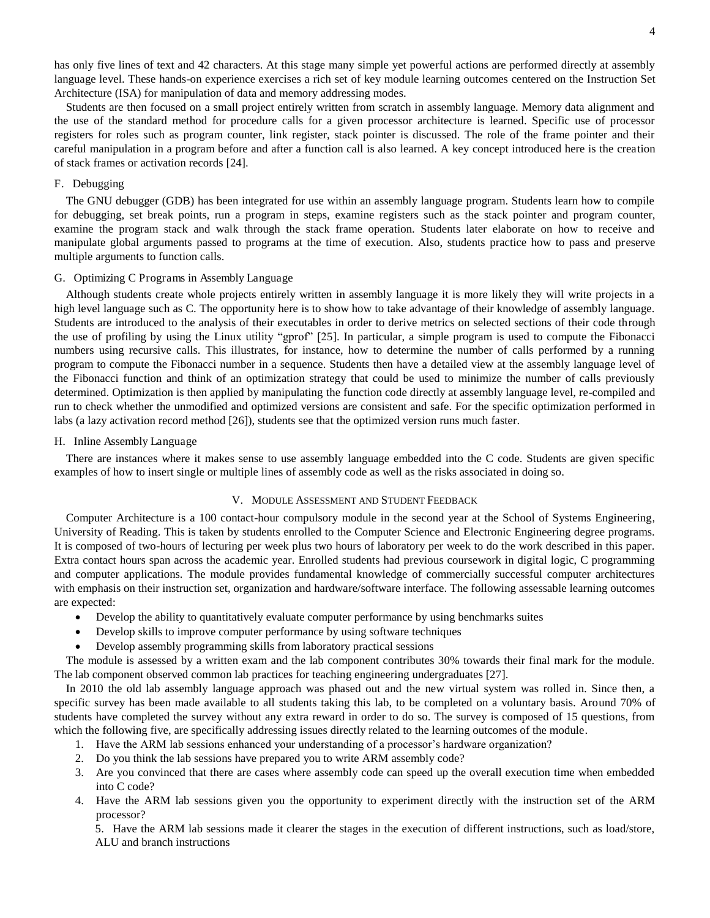has only five lines of text and 42 characters. At this stage many simple yet powerful actions are performed directly at assembly language level. These hands-on experience exercises a rich set of key module learning outcomes centered on the Instruction Set Architecture (ISA) for manipulation of data and memory addressing modes.

Students are then focused on a small project entirely written from scratch in assembly language. Memory data alignment and the use of the standard method for procedure calls for a given processor architecture is learned. Specific use of processor registers for roles such as program counter, link register, stack pointer is discussed. The role of the frame pointer and their careful manipulation in a program before and after a function call is also learned. A key concept introduced here is the creation of stack frames or activation records [24].

### F. Debugging

The GNU debugger (GDB) has been integrated for use within an assembly language program. Students learn how to compile for debugging, set break points, run a program in steps, examine registers such as the stack pointer and program counter, examine the program stack and walk through the stack frame operation. Students later elaborate on how to receive and manipulate global arguments passed to programs at the time of execution. Also, students practice how to pass and preserve multiple arguments to function calls.

### G. Optimizing C Programs in Assembly Language

Although students create whole projects entirely written in assembly language it is more likely they will write projects in a high level language such as C. The opportunity here is to show how to take advantage of their knowledge of assembly language. Students are introduced to the analysis of their executables in order to derive metrics on selected sections of their code through the use of profiling by using the Linux utility "gprof" [25]. In particular, a simple program is used to compute the Fibonacci numbers using recursive calls. This illustrates, for instance, how to determine the number of calls performed by a running program to compute the Fibonacci number in a sequence. Students then have a detailed view at the assembly language level of the Fibonacci function and think of an optimization strategy that could be used to minimize the number of calls previously determined. Optimization is then applied by manipulating the function code directly at assembly language level, re-compiled and run to check whether the unmodified and optimized versions are consistent and safe. For the specific optimization performed in labs (a lazy activation record method [26]), students see that the optimized version runs much faster.

### H. Inline Assembly Language

There are instances where it makes sense to use assembly language embedded into the C code. Students are given specific examples of how to insert single or multiple lines of assembly code as well as the risks associated in doing so.

## V. Module Assessment and Student Feedback

Computer Architecture is a 100 contact-hour compulsory module in the second year at the School of Systems Engineering, University of Reading. This is taken by students enrolled to the Computer Science and Electronic Engineering degree programs. It is composed of two-hours of lecturing per week plus two hours of laboratory per week to do the work described in this paper. Extra contact hours span across the academic year. Enrolled students had previous coursework in digital logic, C programming and computer applications. The module provides fundamental knowledge of commercially successful computer architectures with emphasis on their instruction set, organization and hardware/software interface. The following assessable learning outcomes are expected:

- Develop the ability to quantitatively evaluate computer performance by using benchmarks suites
- Develop skills to improve computer performance by using software techniques
- Develop assembly programming skills from laboratory practical sessions

The module is assessed by a written exam and the lab component contributes 30% towards their final mark for the module. The lab component observed common lab practices for teaching engineering undergraduates [27].

In 2010 the old lab assembly language approach was phased out and the new virtual system was rolled in. Since then, a specific survey has been made available to all students taking this lab, to be completed on a voluntary basis. Around 70% of students have completed the survey without any extra reward in order to do so. The survey is composed of 15 questions, from which the following five, are specifically addressing issues directly related to the learning outcomes of the module.

1. Have the ARM lab sessions enhanced your understanding of a processor's hardware organization?
2. Do you think the lab sessions have prepared you to write ARM assembly code?
3. Are you convinced that there are cases where assembly code can speed up the overall execution time when embedded into C code?
4. Have the ARM lab sessions given you the opportunity to experiment directly with the instruction set of the ARM processor?
5. Have the ARM lab sessions made it clearer the stages in the execution of different instructions, such as load/store, ALU and branch instructions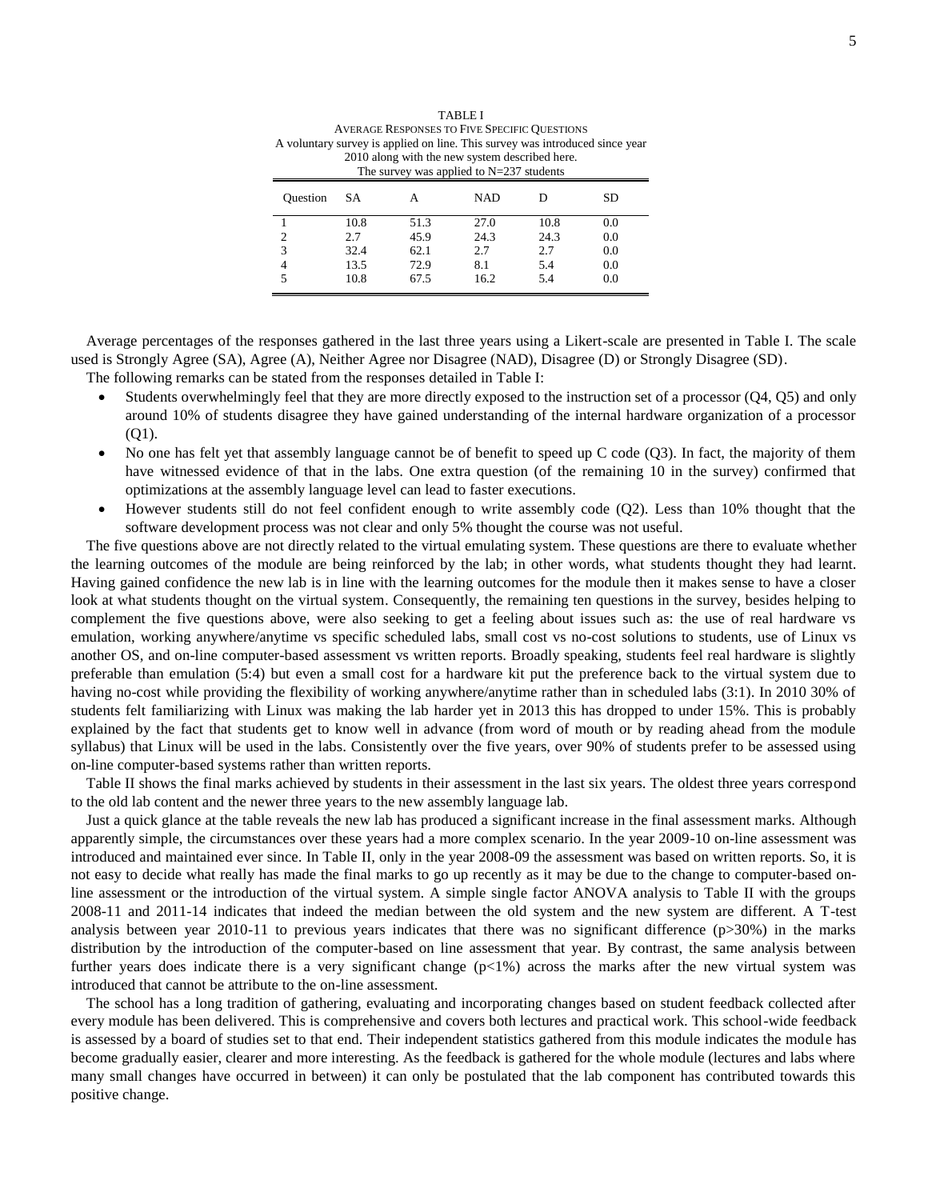TABLE I
AVERAGE RESPONSES TO FIVE SPECIFIC QUESTIONS
A voluntary survey is applied on line. This survey was introduced since year 2010 along with the new system described here.
The survey was applied to N=237 students

| Question | SA | A | NAD | D | SD |
|---|---|---|---|---|---|
| 1 | 10.8 | 51.3 | 27.0 | 10.8 | 0.0 |
| 2 | 2.7 | 45.9 | 24.3 | 24.3 | 0.0 |
| 3 | 32.4 | 62.1 | 2.7 | 2.7 | 0.0 |
| 4 | 13.5 | 72.9 | 8.1 | 5.4 | 0.0 |
| 5 | 10.8 | 67.5 | 16.2 | 5.4 | 0.0 |

Average percentages of the responses gathered in the last three years using a Likert-scale are presented in Table I. The scale used is Strongly Agree (SA), Agree (A), Neither Agree nor Disagree (NAD), Disagree (D) or Strongly Disagree (SD).

The following remarks can be stated from the responses detailed in Table I:

- Students overwhelmingly feel that they are more directly exposed to the instruction set of a processor (Q4, Q5) and only around 10% of students disagree they have gained understanding of the internal hardware organization of a processor (Q1).
- No one has felt yet that assembly language cannot be of benefit to speed up C code (Q3). In fact, the majority of them have witnessed evidence of that in the labs. One extra question (of the remaining 10 in the survey) confirmed that optimizations at the assembly language level can lead to faster executions.
- However students still do not feel confident enough to write assembly code (Q2). Less than 10% thought that the software development process was not clear and only 5% thought the course was not useful.

The five questions above are not directly related to the virtual emulating system. These questions are there to evaluate whether the learning outcomes of the module are being reinforced by the lab; in other words, what students thought they had learnt. Having gained confidence the new lab is in line with the learning outcomes for the module then it makes sense to have a closer look at what students thought on the virtual system. Consequently, the remaining ten questions in the survey, besides helping to complement the five questions above, were also seeking to get a feeling about issues such as: the use of real hardware vs emulation, working anywhere/anytime vs specific scheduled labs, small cost vs no-cost solutions to students, use of Linux vs another OS, and on-line computer-based assessment vs written reports. Broadly speaking, students feel real hardware is slightly preferable than emulation (5:4) but even a small cost for a hardware kit put the preference back to the virtual system due to having no-cost while providing the flexibility of working anywhere/anytime rather than in scheduled labs (3:1). In 2010 30% of students felt familiarizing with Linux was making the lab harder yet in 2013 this has dropped to under 15%. This is probably explained by the fact that students get to know well in advance (from word of mouth or by reading ahead from the module syllabus) that Linux will be used in the labs. Consistently over the five years, over 90% of students prefer to be assessed using on-line computer-based systems rather than written reports.

Table II shows the final marks achieved by students in their assessment in the last six years. The oldest three years correspond to the old lab content and the newer three years to the new assembly language lab.

Just a quick glance at the table reveals the new lab has produced a significant increase in the final assessment marks. Although apparently simple, the circumstances over these years had a more complex scenario. In the year 2009-10 on-line assessment was introduced and maintained ever since. In Table II, only in the year 2008-09 the assessment was based on written reports. So, it is not easy to decide what really has made the final marks to go up recently as it may be due to the change to computer-based on-line assessment or the introduction of the virtual system. A simple single factor ANOVA analysis to Table II with the groups 2008-11 and 2011-14 indicates that indeed the median between the old system and the new system are different. A T-test analysis between year 2010-11 to previous years indicates that there was no significant difference ($p>30\%$) in the marks distribution by the introduction of the computer-based on line assessment that year. By contrast, the same analysis between further years does indicate there is a very significant change ($p<1\%$) across the marks after the new virtual system was introduced that cannot be attribute to the on-line assessment.

The school has a long tradition of gathering, evaluating and incorporating changes based on student feedback collected after every module has been delivered. This is comprehensive and covers both lectures and practical work. This school-wide feedback is assessed by a board of studies set to that end. Their independent statistics gathered from this module indicates the module has become gradually easier, clearer and more interesting. As the feedback is gathered for the whole module (lectures and labs where many small changes have occurred in between) it can only be postulated that the lab component has contributed towards this positive change.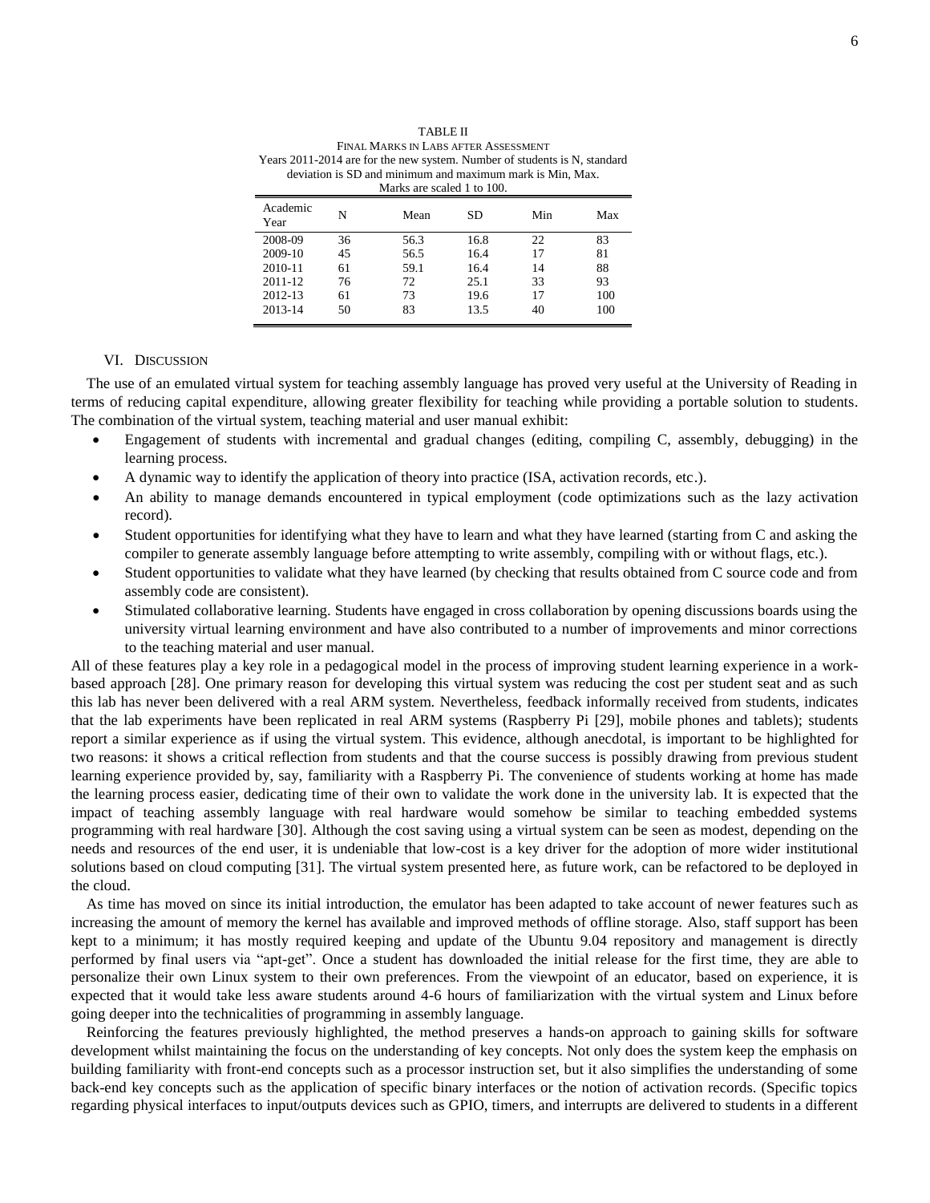TABLE II
FINAL MARKS IN LABS AFTER ASSESSMENT
Years 2011-2014 are for the new system. Number of students is N, standard deviation is SD and minimum and maximum mark is Min, Max.
Marks are scaled 1 to 100.

| Academic Year | N | Mean | SD | Min | Max |
|---|---|---|---|---|---|
| 2008-09 | 36 | 56.3 | 16.8 | 22 | 83 |
| 2009-10 | 45 | 56.5 | 16.4 | 17 | 81 |
| 2010-11 | 61 | 59.1 | 16.4 | 14 | 88 |
| 2011-12 | 76 | 72 | 25.1 | 33 | 93 |
| 2012-13 | 61 | 73 | 19.6 | 17 | 100 |
| 2013-14 | 50 | 83 | 13.5 | 40 | 100 |

## VI. DISCUSSION

The use of an emulated virtual system for teaching assembly language has proved very useful at the University of Reading in terms of reducing capital expenditure, allowing greater flexibility for teaching while providing a portable solution to students. The combination of the virtual system, teaching material and user manual exhibit:

- Engagement of students with incremental and gradual changes (editing, compiling C, assembly, debugging) in the learning process.
- A dynamic way to identify the application of theory into practice (ISA, activation records, etc.).
- An ability to manage demands encountered in typical employment (code optimizations such as the lazy activation record).
- Student opportunities for identifying what they have to learn and what they have learned (starting from C and asking the compiler to generate assembly language before attempting to write assembly, compiling with or without flags, etc.).
- Student opportunities to validate what they have learned (by checking that results obtained from C source code and from assembly code are consistent).
- Stimulated collaborative learning. Students have engaged in cross collaboration by opening discussions boards using the university virtual learning environment and have also contributed to a number of improvements and minor corrections to the teaching material and user manual.

All of these features play a key role in a pedagogical model in the process of improving student learning experience in a work-based approach [28]. One primary reason for developing this virtual system was reducing the cost per student seat and as such this lab has never been delivered with a real ARM system. Nevertheless, feedback informally received from students, indicates that the lab experiments have been replicated in real ARM systems (Raspberry Pi [29], mobile phones and tablets); students report a similar experience as if using the virtual system. This evidence, although anecdotal, is important to be highlighted for two reasons: it shows a critical reflection from students and that the course success is possibly drawing from previous student learning experience provided by, say, familiarity with a Raspberry Pi. The convenience of students working at home has made the learning process easier, dedicating time of their own to validate the work done in the university lab. It is expected that the impact of teaching assembly language with real hardware would somehow be similar to teaching embedded systems programming with real hardware [30]. Although the cost saving using a virtual system can be seen as modest, depending on the needs and resources of the end user, it is undeniable that low-cost is a key driver for the adoption of more wider institutional solutions based on cloud computing [31]. The virtual system presented here, as future work, can be refactored to be deployed in the cloud.

As time has moved on since its initial introduction, the emulator has been adapted to take account of newer features such as increasing the amount of memory the kernel has available and improved methods of offline storage. Also, staff support has been kept to a minimum; it has mostly required keeping and update of the Ubuntu 9.04 repository and management is directly performed by final users via "apt-get". Once a student has downloaded the initial release for the first time, they are able to personalize their own Linux system to their own preferences. From the viewpoint of an educator, based on experience, it is expected that it would take less aware students around 4-6 hours of familiarization with the virtual system and Linux before going deeper into the technicalities of programming in assembly language.

Reinforcing the features previously highlighted, the method preserves a hands-on approach to gaining skills for software development whilst maintaining the focus on the understanding of key concepts. Not only does the system keep the emphasis on building familiarity with front-end concepts such as a processor instruction set, but it also simplifies the understanding of some back-end key concepts such as the application of specific binary interfaces or the notion of activation records. (Specific topics regarding physical interfaces to input/outputs devices such as GPIO, timers, and interrupts are delivered to students in a different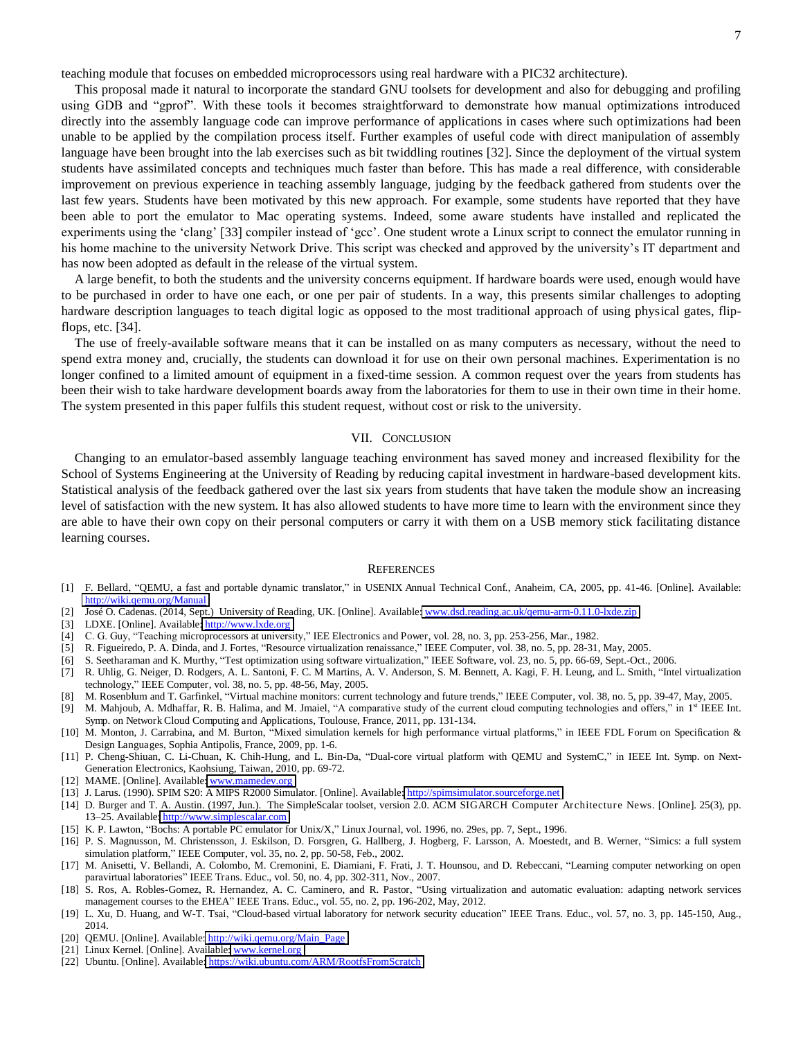teaching module that focuses on embedded microprocessors using real hardware with a PIC32 architecture).

This proposal made it natural to incorporate the standard GNU toolsets for development and also for debugging and profiling using GDB and "gprof". With these tools it becomes straightforward to demonstrate how manual optimizations introduced directly into the assembly language code can improve performance of applications in cases where such optimizations had been unable to be applied by the compilation process itself. Further examples of useful code with direct manipulation of assembly language have been brought into the lab exercises such as bit twiddling routines [32]. Since the deployment of the virtual system students have assimilated concepts and techniques much faster than before. This has made a real difference, with considerable improvement on previous experience in teaching assembly language, judging by the feedback gathered from students over the last few years. Students have been motivated by this new approach. For example, some students have reported that they have been able to port the emulator to Mac operating systems. Indeed, some aware students have installed and replicated the experiments using the 'clang' [33] compiler instead of 'gcc'. One student wrote a Linux script to connect the emulator running in his home machine to the university Network Drive. This script was checked and approved by the university's IT department and has now been adopted as default in the release of the virtual system.

A large benefit, to both the students and the university concerns equipment. If hardware boards were used, enough would have to be purchased in order to have one each, or one per pair of students. In a way, this presents similar challenges to adopting hardware description languages to teach digital logic as opposed to the most traditional approach of using physical gates, flip-flops, etc. [34].

The use of freely-available software means that it can be installed on as many computers as necessary, without the need to spend extra money and, crucially, the students can download it for use on their own personal machines. Experimentation is no longer confined to a limited amount of equipment in a fixed-time session. A common request over the years from students has been their wish to take hardware development boards away from the laboratories for them to use in their own time in their home. The system presented in this paper fulfils this student request, without cost or risk to the university.

## VII. Conclusion

Changing to an emulator-based assembly language teaching environment has saved money and increased flexibility for the School of Systems Engineering at the University of Reading by reducing capital investment in hardware-based development kits. Statistical analysis of the feedback gathered over the last six years from students that have taken the module show an increasing level of satisfaction with the new system. It has also allowed students to have more time to learn with the environment since they are able to have their own copy on their personal computers or carry it with them on a USB memory stick facilitating distance learning courses.

## References

[1] F. Bellard, "QEMU, a fast and portable dynamic translator," in USENIX Annual Technical Conf., Anaheim, CA, 2005, pp. 41-46. [Online]. Available: http://wiki.qemu.org/Manual

[2] José O. Cadenas. (2014, Sept.) University of Reading, UK. [Online]. Available: www.dsd.reading.ac.uk/qemu-arm-0.11.0-lxde.zip

[3] LDXE. [Online]. Available: http://www.lxde.org

[4] C. G. Guy, "Teaching microprocessors at university," IEE Electronics and Power, vol. 28, no. 3, pp. 253-256, Mar., 1982.

[5] R. Figueiredo, P. A. Dinda, and J. Fortes, "Resource virtualization renaissance," IEEE Computer, vol. 38, no. 5, pp. 28-31, May, 2005.

[6] S. Seetharaman and K. Murthy, "Test optimization using software virtualization," IEEE Software, vol. 23, no. 5, pp. 66-69, Sept.-Oct., 2006.

[7] R. Uhlig, G. Neiger, D. Rodgers, A. L. Santoni, F. C. M Martins, A. V. Anderson, S. M. Bennett, A. Kagi, F. H. Leung, and L. Smith, "Intel virtualization technology," IEEE Computer, vol. 38, no. 5, pp. 48-56, May, 2005.

[8] M. Rosenblum and T. Garfinkel, "Virtual machine monitors: current technology and future trends," IEEE Computer, vol. 38, no. 5, pp. 39-47, May, 2005.

[9] M. Mahjoub, A. Mdhaffar, R. B. Halima, and M. Jmaiel, "A comparative study of the current cloud computing technologies and offers," in 1st IEEE Int. Symp. on Network Cloud Computing and Applications, Toulouse, France, 2011, pp. 131-134.

[10] M. Monton, J. Carrabina, and M. Burton, "Mixed simulation kernels for high performance virtual platforms," in IEEE FDL Forum on Specification & Design Languages, Sophia Antipolis, France, 2009, pp. 1-6.

[11] P. Cheng-Shiuan, C. Li-Chuan, K. Chih-Hung, and L. Bin-Da, "Dual-core virtual platform with QEMU and SystemC," in IEEE Int. Symp. on Next-Generation Electronics, Kaohsiung, Taiwan, 2010, pp. 69-72.

[12] MAME. [Online]. Available: www.mamedev.org

[13] J. Larus. (1990). SPIM S20: A MIPS R2000 Simulator. [Online]. Available: http://spimsimulator.sourceforge.net

[14] D. Burger and T. A. Austin. (1997, Jun.). The SimpleScalar toolset, version 2.0. ACM SIGARCH Computer Architecture News. [Online]. 25(3), pp. 13–25. Available: http://www.simplescalar.com

[15] K. P. Lawton, "Bochs: A portable PC emulator for Unix/X," Linux Journal, vol. 1996, no. 29es, pp. 7, Sept., 1996.

[16] P. S. Magnusson, M. Christensson, J. Eskilson, D. Forsgren, G. Hallberg, J. Hogberg, F. Larsson, A. Moestedt, and B. Werner, "Simics: a full system simulation platform," IEEE Computer, vol. 35, no. 2, pp. 50-58, Feb., 2002.

[17] M. Anisetti, V. Bellandi, A. Colombo, M. Cremonini, E. Diamiani, F. Frati, J. T. Hounsou, and D. Rebeccani, "Learning computer networking on open paravirtual laboratories" IEEE Trans. Educ., vol. 50, no. 4, pp. 302-311, Nov., 2007.

[18] S. Ros, A. Robles-Gomez, R. Hernandez, A. C. Caminero, and R. Pastor, "Using virtualization and automatic evaluation: adapting network services management courses to the EHEA" IEEE Trans. Educ., vol. 55, no. 2, pp. 196-202, May, 2012.

[19] L. Xu, D. Huang, and W-T. Tsai, "Cloud-based virtual laboratory for network security education" IEEE Trans. Educ., vol. 57, no. 3, pp. 145-150, Aug., 2014.

[20] QEMU. [Online]. Available: http://wiki.qemu.org/Main_Page

[21] Linux Kernel. [Online]. Available: www.kernel.org

[22] Ubuntu. [Online]. Available: https://wiki.ubuntu.com/ARM/RootfsFromScratch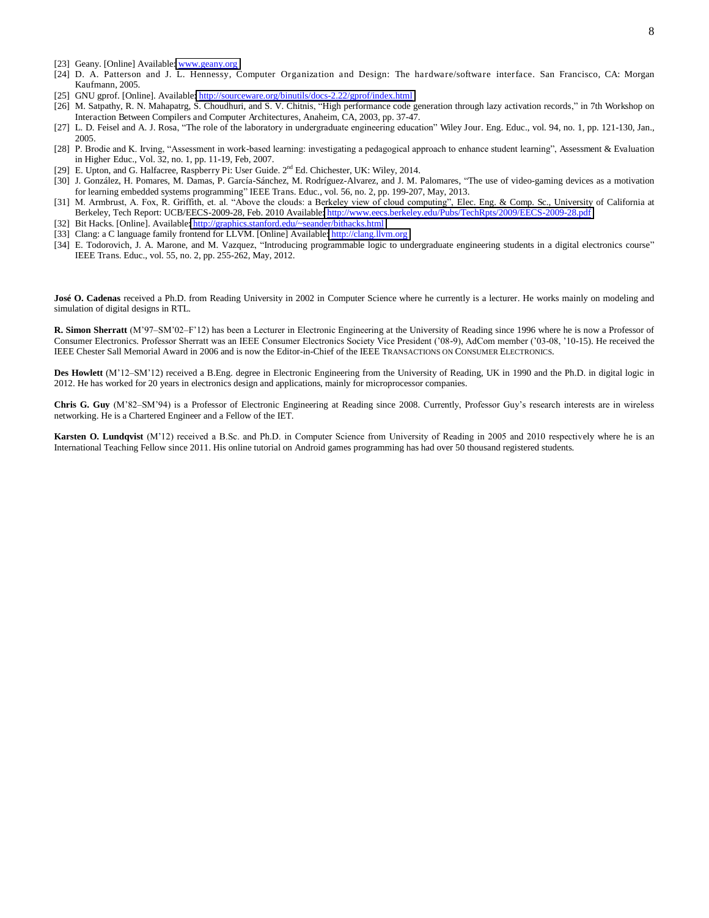[23] Geany. [Online] Available: www.geany.org

[24] D. A. Patterson and J. L. Hennessy, Computer Organization and Design: The hardware/software interface. San Francisco, CA: Morgan Kaufmann, 2005.

[25] GNU gprof. [Online]. Available: http://sourceware.org/binutils/docs-2.22/gprof/index.html

[26] M. Satpathy, R. N. Mahapatrg, S. Choudhuri, and S. V. Chitnis, "High performance code generation through lazy activation records," in 7th Workshop on Interaction Between Compilers and Computer Architectures, Anaheim, CA, 2003, pp. 37-47.

[27] L. D. Feisel and A. J. Rosa, "The role of the laboratory in undergraduate engineering education" Wiley Jour. Eng. Educ., vol. 94, no. 1, pp. 121-130, Jan., 2005.

[28] P. Brodie and K. Irving, "Assessment in work-based learning: investigating a pedagogical approach to enhance student learning", Assessment & Evaluation in Higher Educ., Vol. 32, no. 1, pp. 11-19, Feb, 2007.

[29] E. Upton, and G. Halfacree, Raspberry Pi: User Guide. 2nd Ed. Chichester, UK: Wiley, 2014.

[30] J. González, H. Pomares, M. Damas, P. García-Sánchez, M. Rodríguez-Alvarez, and J. M. Palomares, "The use of video-gaming devices as a motivation for learning embedded systems programming" IEEE Trans. Educ., vol. 56, no. 2, pp. 199-207, May, 2013.

[31] M. Armbrust, A. Fox, R. Griffith, et. al. "Above the clouds: a Berkeley view of cloud computing", Elec. Eng. & Comp. Sc., University of California at Berkeley, Tech Report: UCB/EECS-2009-28, Feb. 2010 Available: http://www.eecs.berkeley.edu/Pubs/TechRpts/2009/EECS-2009-28.pdf

[32] Bit Hacks. [Online]. Available: http://graphics.stanford.edu/~seander/bithacks.html

[33] Clang: a C language family frontend for LLVM. [Online] Available: http://clang.llvm.org

[34] E. Todorovich, J. A. Marone, and M. Vazquez, "Introducing programmable logic to undergraduate engineering students in a digital electronics course" IEEE Trans. Educ., vol. 55, no. 2, pp. 255-262, May, 2012.

**José O. Cadenas** received a Ph.D. from Reading University in 2002 in Computer Science where he currently is a lecturer. He works mainly on modeling and simulation of digital designs in RTL.

**R. Simon Sherratt** (M'97–SM'02–F'12) has been a Lecturer in Electronic Engineering at the University of Reading since 1996 where he is now a Professor of Consumer Electronics. Professor Sherratt was an IEEE Consumer Electronics Society Vice President ('08-9), AdCom member ('03-08, '10-15). He received the IEEE Chester Sall Memorial Award in 2006 and is now the Editor-in-Chief of the IEEE TRANSACTIONS ON CONSUMER ELECTRONICS.

**Des Howlett** (M'12–SM'12) received a B.Eng. degree in Electronic Engineering from the University of Reading, UK in 1990 and the Ph.D. in digital logic in 2012. He has worked for 20 years in electronics design and applications, mainly for microprocessor companies.

**Chris G. Guy** (M'82–SM'94) is a Professor of Electronic Engineering at Reading since 2008. Currently, Professor Guy's research interests are in wireless networking. He is a Chartered Engineer and a Fellow of the IET.

**Karsten O. Lundqvist** (M'12) received a B.Sc. and Ph.D. in Computer Science from University of Reading in 2005 and 2010 respectively where he is an International Teaching Fellow since 2011. His online tutorial on Android games programming has had over 50 thousand registered students.